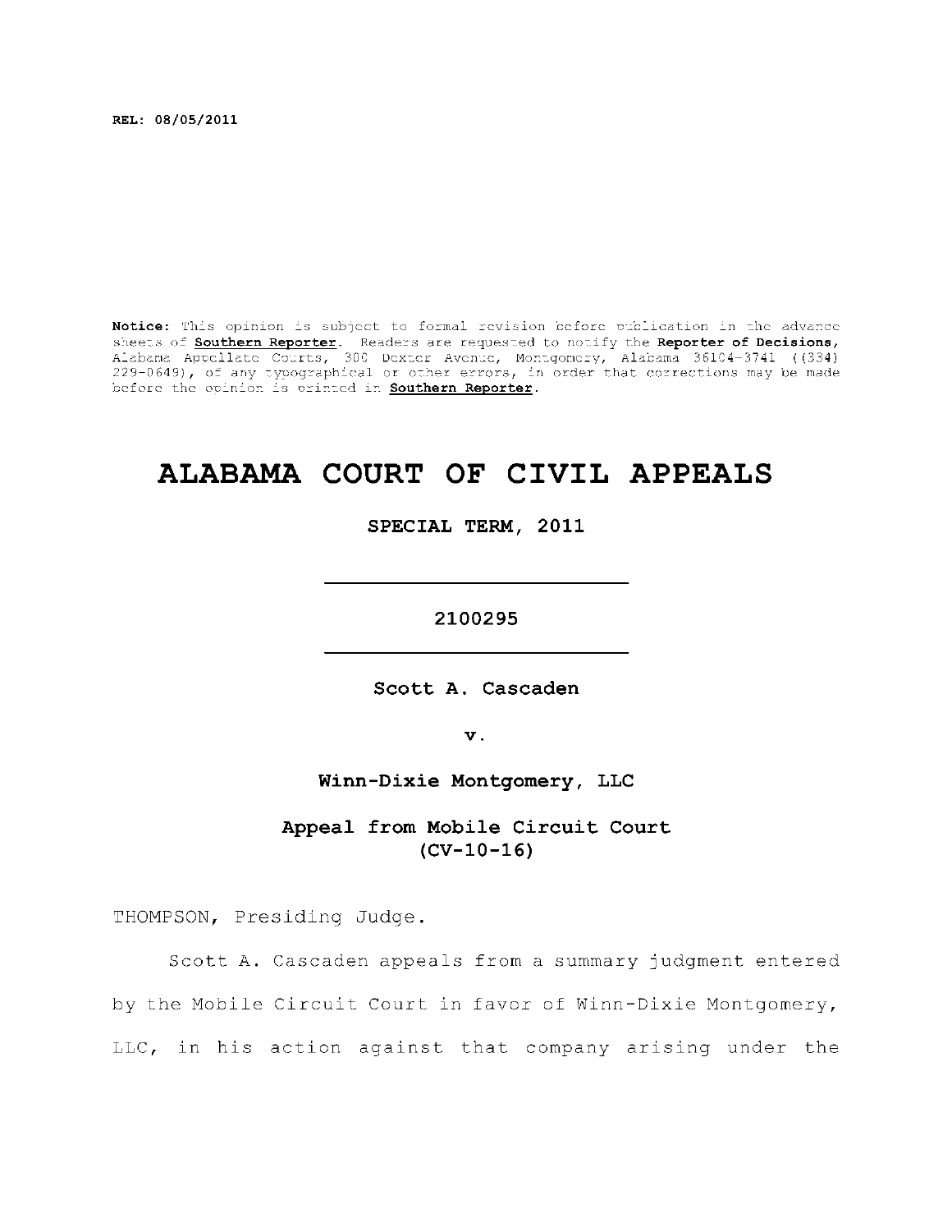REL: 08/05/2011

**Notice:** This opinion is subject to formal revision before publication in the advance sheets of **Southern Reporter**. Readers are requested to notify the **Reporter of Decisions**, Alabama Appellate Courts, 300 Dexter Avenue, Montgomery, Alabama 36104-3741 ((334) 229-0649), of any typographical or other errors, in order that corrections may be made before the opinion is printed in **Southern Reporter**.

# ALABAMA COURT OF CIVIL APPEALS

**SPECIAL TERM, 2011**

---

**2100295**

---

**Scott A. Cascaden**

**v.**

**Winn-Dixie Montgomery, LLC**

**Appeal from Mobile Circuit Court (CV-10-16)**

THOMPSON, Presiding Judge.

Scott A. Cascaden appeals from a summary judgment entered by the Mobile Circuit Court in favor of Winn-Dixie Montgomery, LLC, in his action against that company arising under the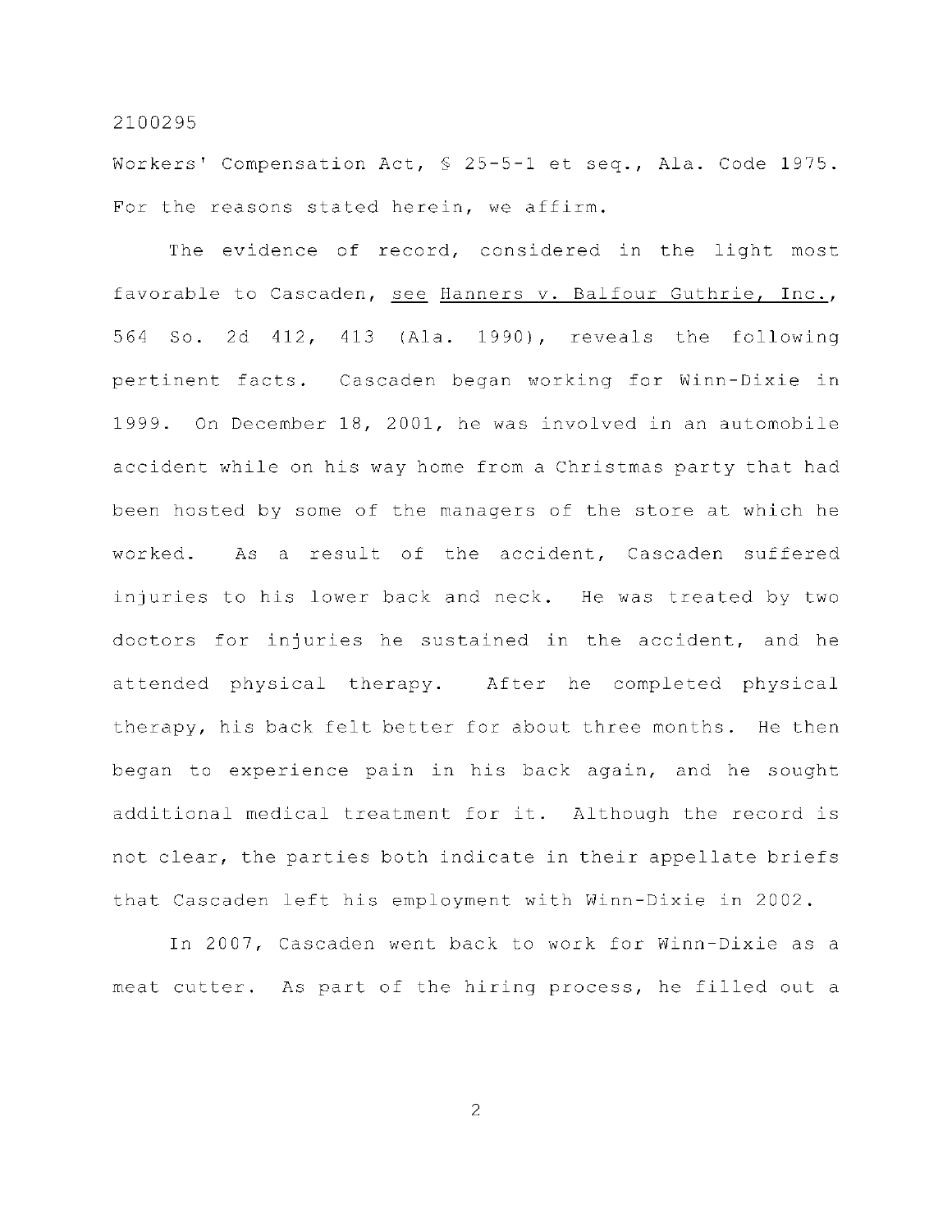Workers' Compensation Act, § 25-5-1 et seq., Ala. Code 1975. For the reasons stated herein, we affirm.

The evidence of record, considered in the light most favorable to Cascaden, see Hanners v. Balfour Guthrie, Inc., 564 So. 2d 412, 413 (Ala. 1990), reveals the following pertinent facts. Cascaden began working for Winn-Dixie in 1999. On December 18, 2001, he was involved in an automobile accident while on his way home from a Christmas party that had been hosted by some of the managers of the store at which he worked. As a result of the accident, Cascaden suffered injuries to his lower back and neck. He was treated by two doctors for injuries he sustained in the accident, and he attended physical therapy. After he completed physical therapy, his back felt better for about three months. He then began to experience pain in his back again, and he sought additional medical treatment for it. Although the record is not clear, the parties both indicate in their appellate briefs that Cascaden left his employment with Winn-Dixie in 2002.

In 2007, Cascaden went back to work for Winn-Dixie as a meat cutter. As part of the hiring process, he filled out a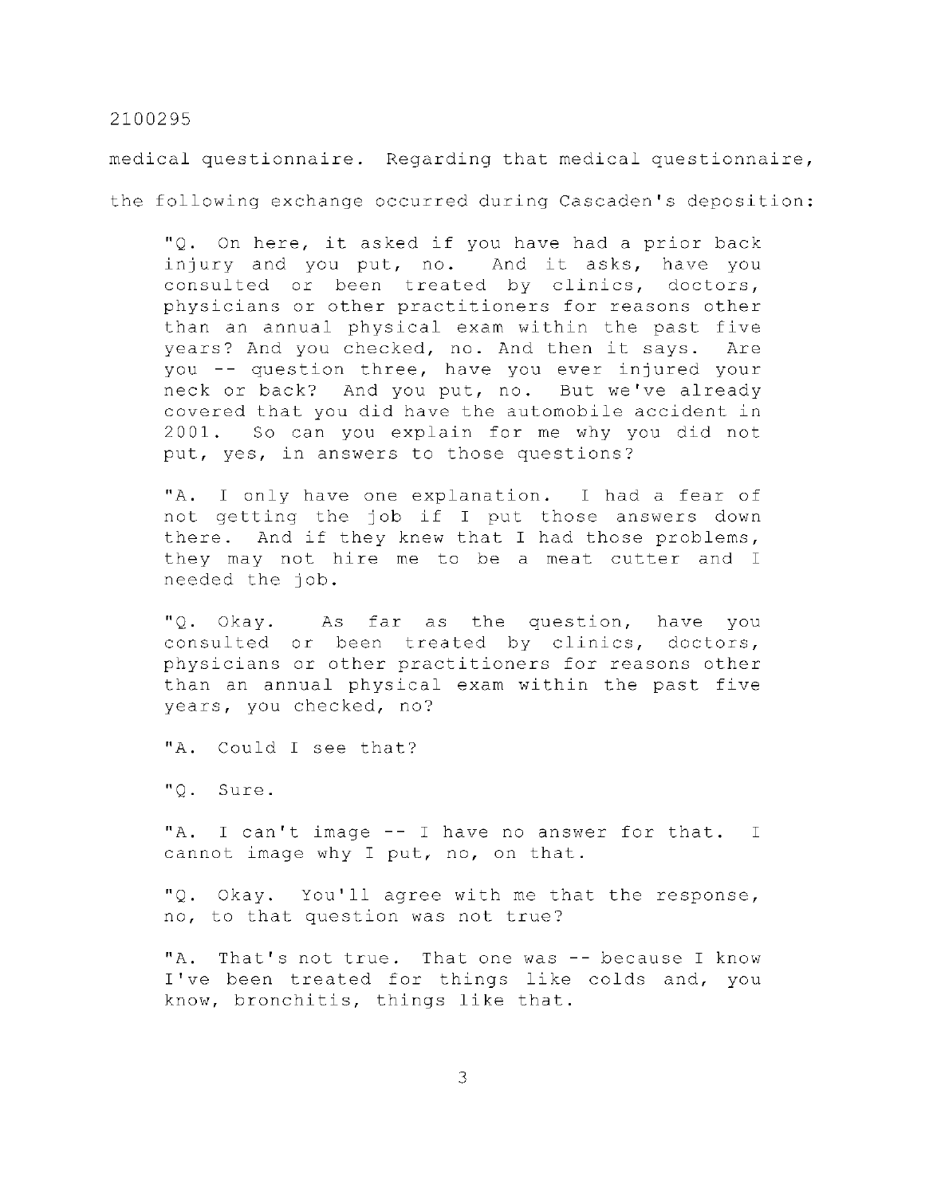medical questionnaire. Regarding that medical questionnaire, the following exchange occurred during Cascaden's deposition:

> "Q. On here, it asked if you have had a prior back injury and you put, no. And it asks, have you consulted or been treated by clinics, doctors, physicians or other practitioners for reasons other than an annual physical exam within the past five years? And you checked, no. And then it says. Are you -- question three, have you ever injured your neck or back? And you put, no. But we've already covered that you did have the automobile accident in 2001. So can you explain for me why you did not put, yes, in answers to those questions?
>
> "A. I only have one explanation. I had a fear of not getting the job if I put those answers down there. And if they knew that I had those problems, they may not hire me to be a meat cutter and I needed the job.
>
> "Q. Okay. As far as the question, have you consulted or been treated by clinics, doctors, physicians or other practitioners for reasons other than an annual physical exam within the past five years, you checked, no?
>
> "A. Could I see that?
>
> "Q. Sure.
>
> "A. I can't image -- I have no answer for that. I cannot image why I put, no, on that.
>
> "Q. Okay. You'll agree with me that the response, no, to that question was not true?
>
> "A. That's not true. That one was -- because I know I've been treated for things like colds and, you know, bronchitis, things like that.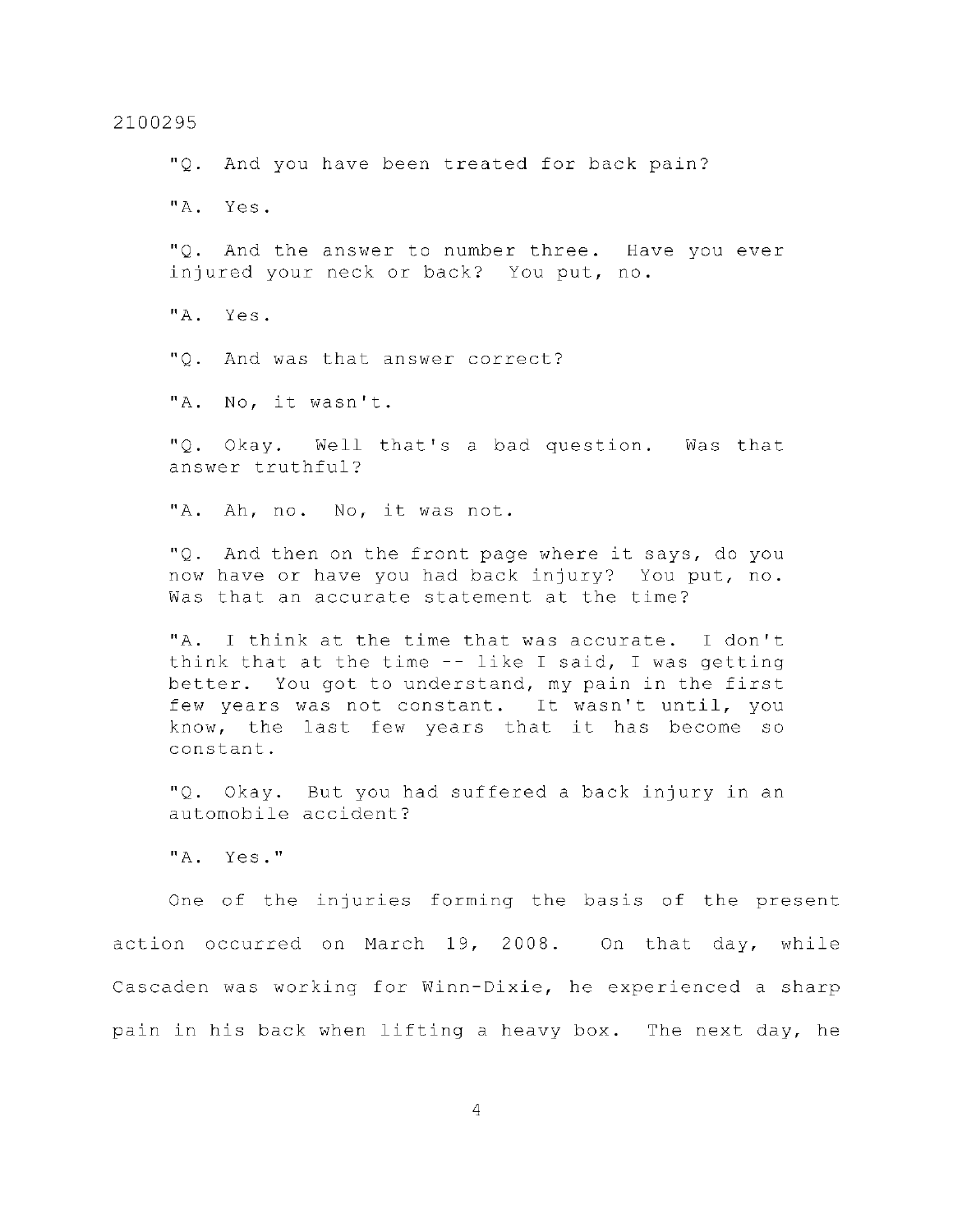"Q. And you have been treated for back pain?

"A. Yes.

"Q. And the answer to number three. Have you ever injured your neck or back? You put, no.

"A. Yes.

"Q. And was that answer correct?

"A. No, it wasn't.

"Q. Okay. Well that's a bad question. Was that answer truthful?

"A. Ah, no. No, it was not.

"Q. And then on the front page where it says, do you now have or have you had back injury? You put, no. Was that an accurate statement at the time?

"A. I think at the time that was accurate. I don't think that at the time -- like I said, I was getting better. You got to understand, my pain in the first few years was not constant. It wasn't until, you know, the last few years that it has become so constant.

"Q. Okay. But you had suffered a back injury in an automobile accident?

"A. Yes."

One of the injuries forming the basis of the present action occurred on March 19, 2008. On that day, while Cascaden was working for Winn-Dixie, he experienced a sharp pain in his back when lifting a heavy box. The next day, he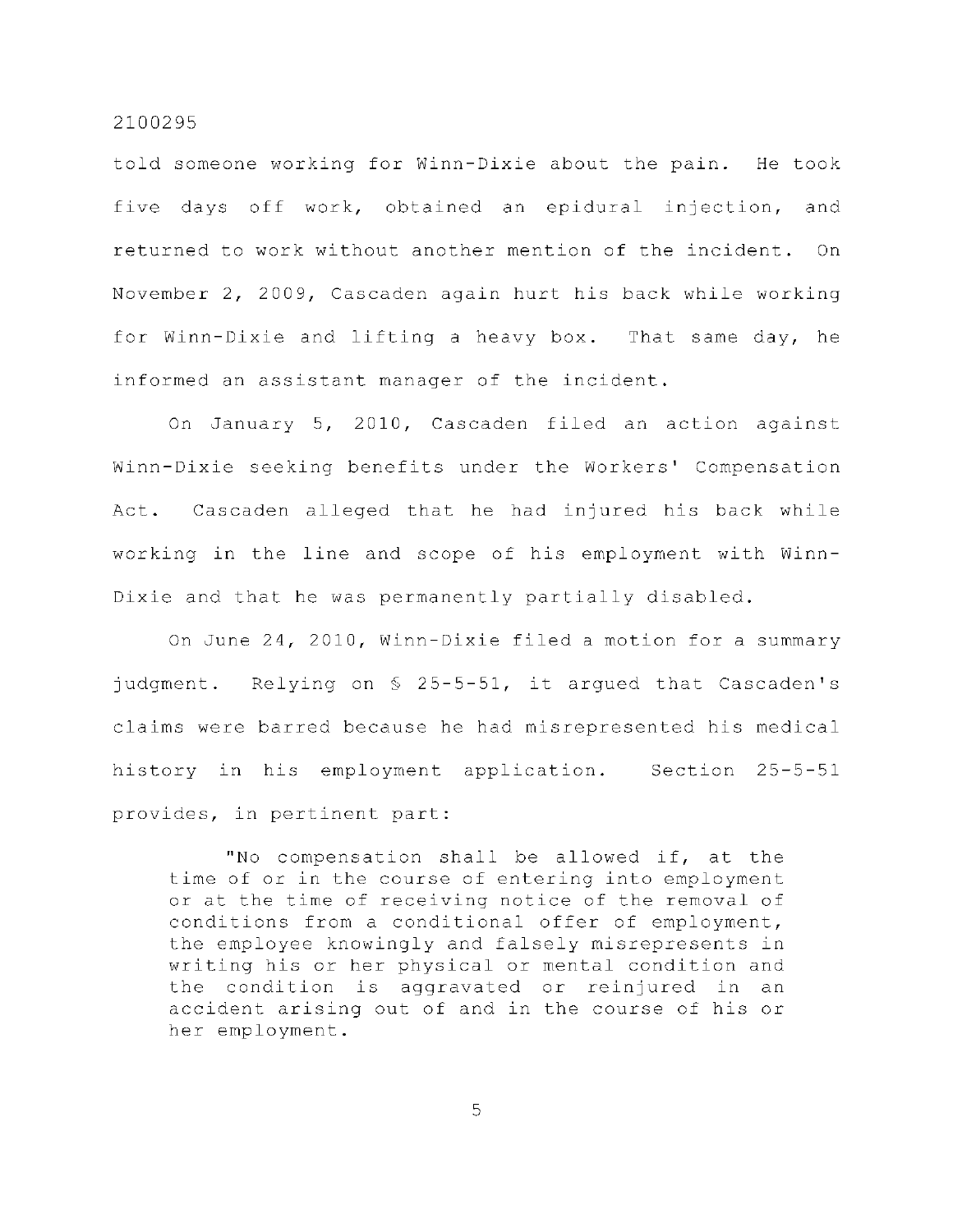told someone working for Winn-Dixie about the pain. He took five days off work, obtained an epidural injection, and returned to work without another mention of the incident. On November 2, 2009, Cascaden again hurt his back while working for Winn-Dixie and lifting a heavy box. That same day, he informed an assistant manager of the incident.

On January 5, 2010, Cascaden filed an action against Winn-Dixie seeking benefits under the Workers' Compensation Act. Cascaden alleged that he had injured his back while working in the line and scope of his employment with Winn-Dixie and that he was permanently partially disabled.

On June 24, 2010, Winn-Dixie filed a motion for a summary judgment. Relying on § 25-5-51, it argued that Cascaden's claims were barred because he had misrepresented his medical history in his employment application. Section 25-5-51 provides, in pertinent part:

> "No compensation shall be allowed if, at the time of or in the course of entering into employment or at the time of receiving notice of the removal of conditions from a conditional offer of employment, the employee knowingly and falsely misrepresents in writing his or her physical or mental condition and the condition is aggravated or reinjured in an accident arising out of and in the course of his or her employment.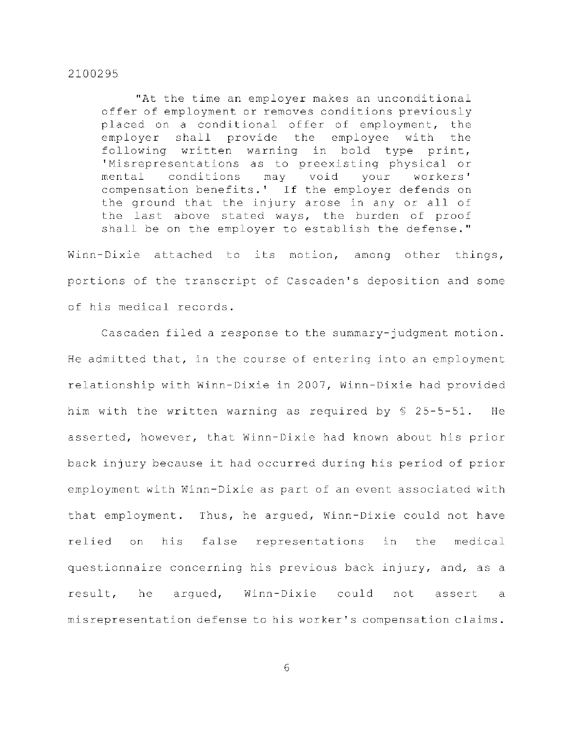> "At the time an employer makes an unconditional offer of employment or removes conditions previously placed on a conditional offer of employment, the employer shall provide the employee with the following written warning in bold type print, 'Misrepresentations as to preexisting physical or mental conditions may void your workers' compensation benefits.' If the employer defends on the ground that the injury arose in any or all of the last above stated ways, the burden of proof shall be on the employer to establish the defense."

Winn-Dixie attached to its motion, among other things, portions of the transcript of Cascaden's deposition and some of his medical records.

Cascaden filed a response to the summary-judgment motion. He admitted that, in the course of entering into an employment relationship with Winn-Dixie in 2007, Winn-Dixie had provided him with the written warning as required by § 25-5-51. He asserted, however, that Winn-Dixie had known about his prior back injury because it had occurred during his period of prior employment with Winn-Dixie as part of an event associated with that employment. Thus, he argued, Winn-Dixie could not have relied on his false representations in the medical questionnaire concerning his previous back injury, and, as a result, he argued, Winn-Dixie could not assert a misrepresentation defense to his worker's compensation claims.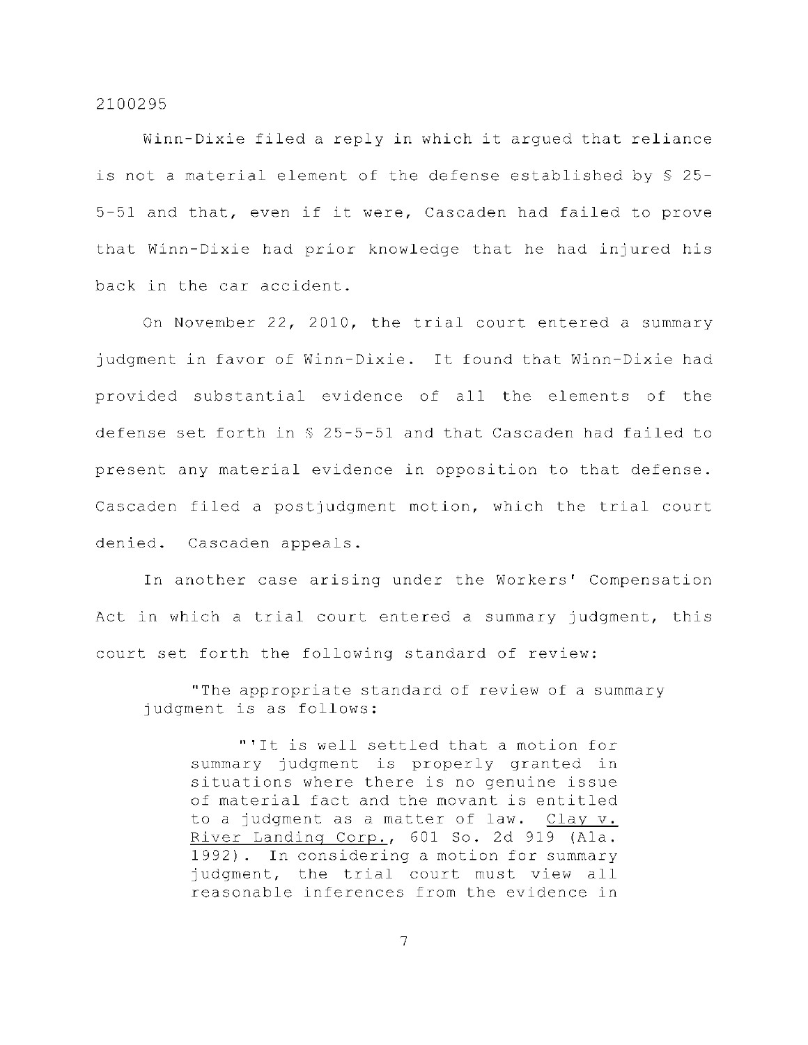Winn-Dixie filed a reply in which it argued that reliance is not a material element of the defense established by § 25-5-51 and that, even if it were, Cascaden had failed to prove that Winn-Dixie had prior knowledge that he had injured his back in the car accident.

On November 22, 2010, the trial court entered a summary judgment in favor of Winn-Dixie. It found that Winn-Dixie had provided substantial evidence of all the elements of the defense set forth in § 25-5-51 and that Cascaden had failed to present any material evidence in opposition to that defense. Cascaden filed a postjudgment motion, which the trial court denied. Cascaden appeals.

In another case arising under the Workers' Compensation Act in which a trial court entered a summary judgment, this court set forth the following standard of review:

> "The appropriate standard of review of a summary judgment is as follows:
>
> > "'It is well settled that a motion for summary judgment is properly granted in situations where there is no genuine issue of material fact and the movant is entitled to a judgment as a matter of law. Clay v. River Landing Corp., 601 So. 2d 919 (Ala. 1992). In considering a motion for summary judgment, the trial court must view all reasonable inferences from the evidence in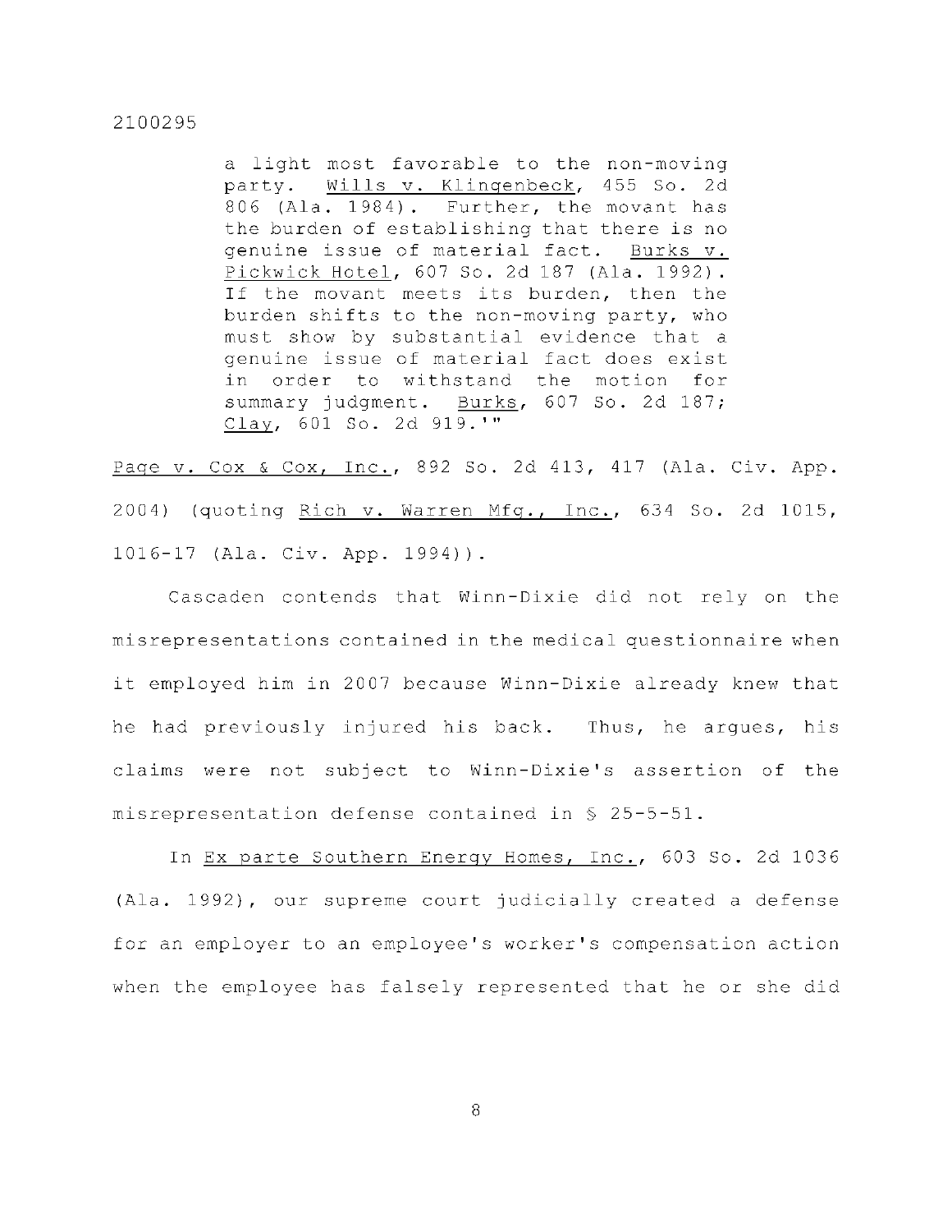> a light most favorable to the non-moving party. Wills v. Klingenbeck, 455 So. 2d 806 (Ala. 1984). Further, the movant has the burden of establishing that there is no genuine issue of material fact. Burks v. Pickwick Hotel, 607 So. 2d 187 (Ala. 1992). If the movant meets its burden, then the burden shifts to the non-moving party, who must show by substantial evidence that a genuine issue of material fact does exist in order to withstand the motion for summary judgment. Burks, 607 So. 2d 187; Clay, 601 So. 2d 919.'"

Page v. Cox & Cox, Inc., 892 So. 2d 413, 417 (Ala. Civ. App. 2004) (quoting Rich v. Warren Mfg., Inc., 634 So. 2d 1015, 1016-17 (Ala. Civ. App. 1994)).

Cascaden contends that Winn-Dixie did not rely on the misrepresentations contained in the medical questionnaire when it employed him in 2007 because Winn-Dixie already knew that he had previously injured his back. Thus, he argues, his claims were not subject to Winn-Dixie's assertion of the misrepresentation defense contained in § 25-5-51.

In Ex parte Southern Energy Homes, Inc., 603 So. 2d 1036 (Ala. 1992), our supreme court judicially created a defense for an employer to an employee's worker's compensation action when the employee has falsely represented that he or she did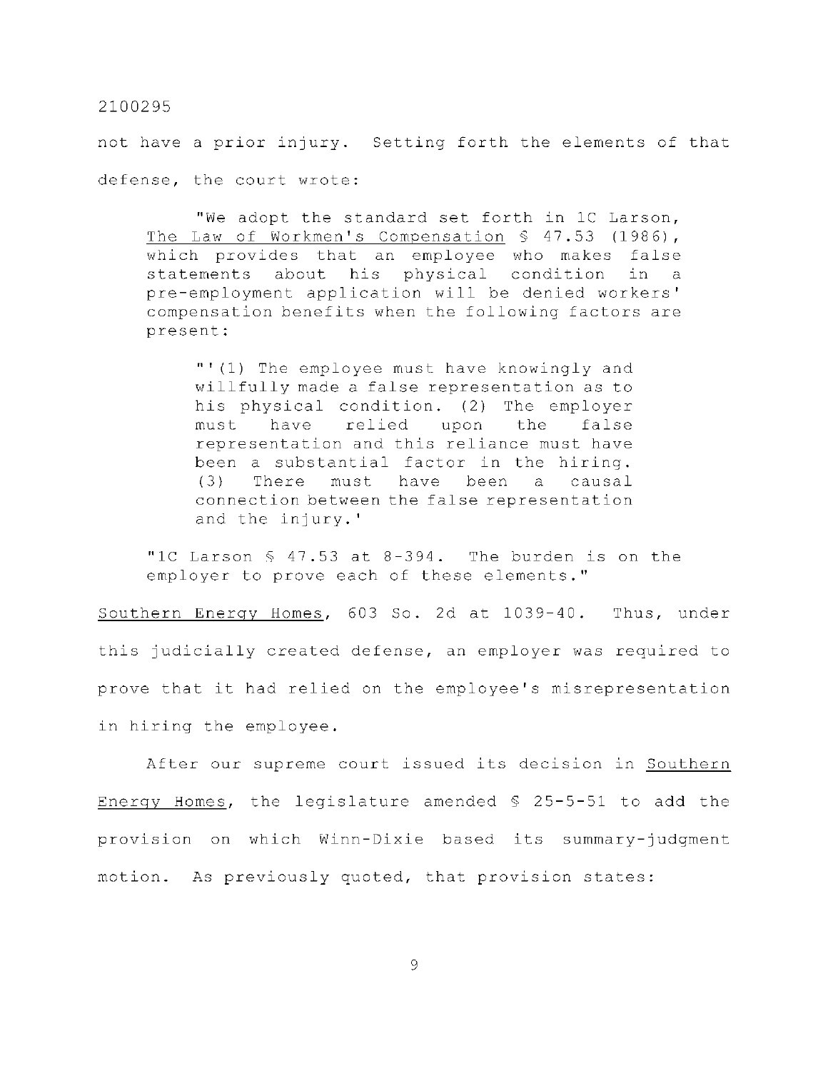not have a prior injury. Setting forth the elements of that defense, the court wrote:

> "We adopt the standard set forth in 1C Larson, The Law of Workmen's Compensation § 47.53 (1986), which provides that an employee who makes false statements about his physical condition in a pre-employment application will be denied workers' compensation benefits when the following factors are present:
>
> > "'(1) The employee must have knowingly and willfully made a false representation as to his physical condition. (2) The employer must have relied upon the false representation and this reliance must have been a substantial factor in the hiring. (3) There must have been a causal connection between the false representation and the injury.'
>
> "1C Larson § 47.53 at 8-394. The burden is on the employer to prove each of these elements."

Southern Energy Homes, 603 So. 2d at 1039-40. Thus, under this judicially created defense, an employer was required to prove that it had relied on the employee's misrepresentation in hiring the employee.

After our supreme court issued its decision in Southern Energy Homes, the legislature amended § 25-5-51 to add the provision on which Winn-Dixie based its summary-judgment motion. As previously quoted, that provision states: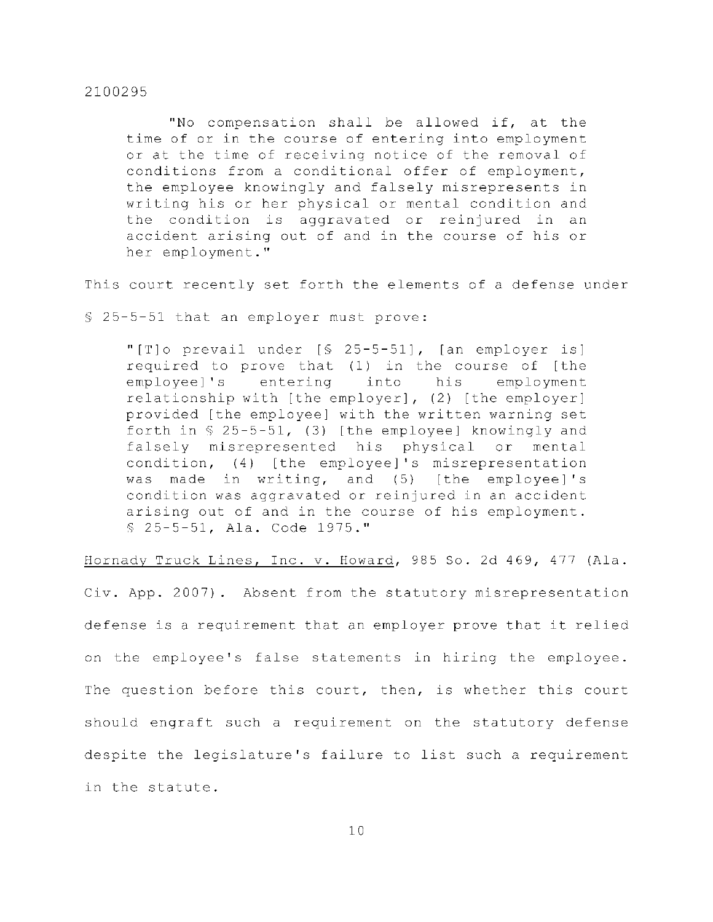> "No compensation shall be allowed if, at the time of or in the course of entering into employment or at the time of receiving notice of the removal of conditions from a conditional offer of employment, the employee knowingly and falsely misrepresents in writing his or her physical or mental condition and the condition is aggravated or reinjured in an accident arising out of and in the course of his or her employment."

This court recently set forth the elements of a defense under § 25-5-51 that an employer must prove:

> "[T]o prevail under [§ 25-5-51], [an employer is] required to prove that (1) in the course of [the employee]'s entering into his employment relationship with [the employer], (2) [the employer] provided [the employee] with the written warning set forth in § 25-5-51, (3) [the employee] knowingly and falsely misrepresented his physical or mental condition, (4) [the employee]'s misrepresentation was made in writing, and (5) [the employee]'s condition was aggravated or reinjured in an accident arising out of and in the course of his employment. § 25-5-51, Ala. Code 1975."

Hornady Truck Lines, Inc. v. Howard, 985 So. 2d 469, 477 (Ala. Civ. App. 2007). Absent from the statutory misrepresentation defense is a requirement that an employer prove that it relied on the employee's false statements in hiring the employee. The question before this court, then, is whether this court should engraft such a requirement on the statutory defense despite the legislature's failure to list such a requirement in the statute.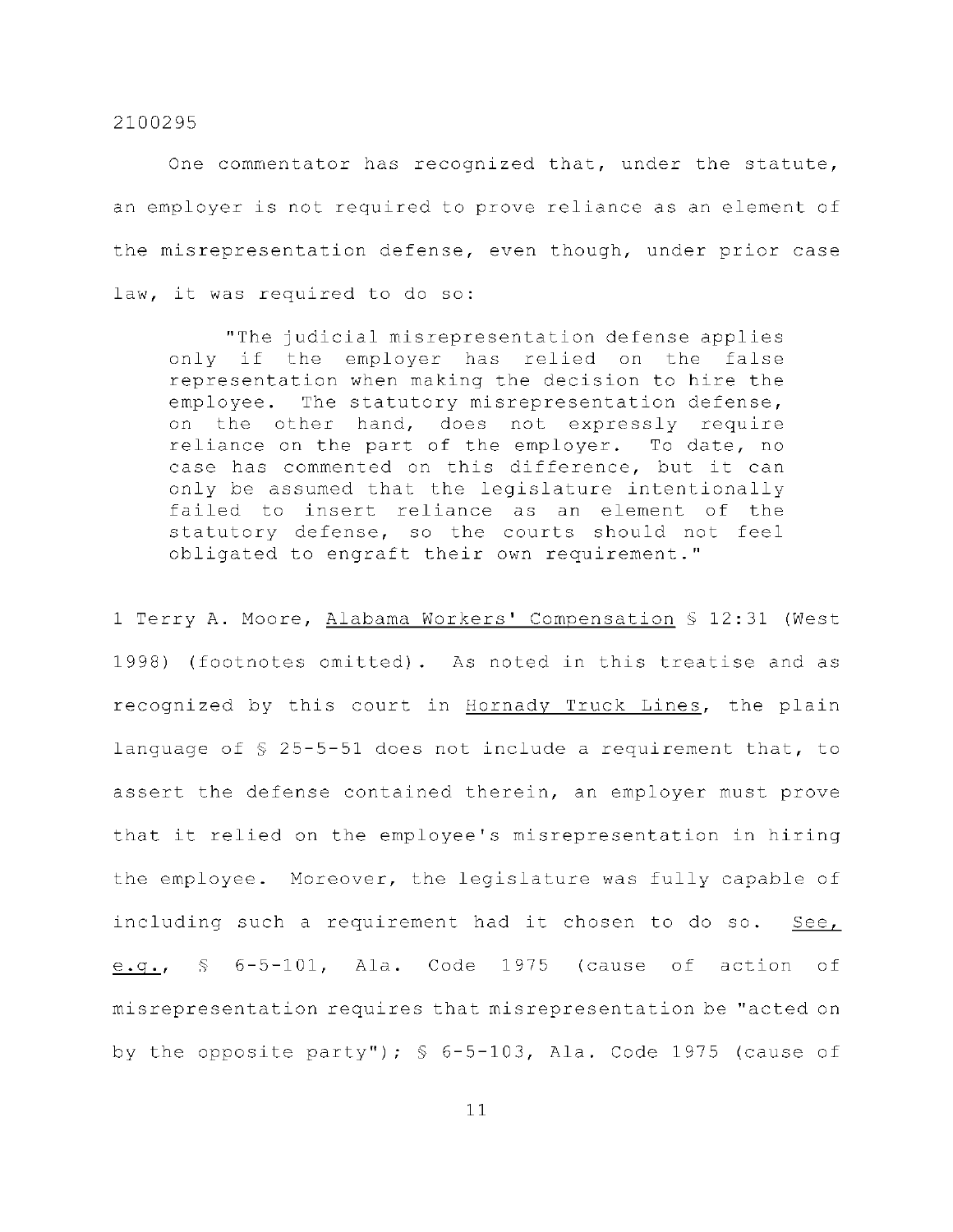One commentator has recognized that, under the statute, an employer is not required to prove reliance as an element of the misrepresentation defense, even though, under prior case law, it was required to do so:

> "The judicial misrepresentation defense applies only if the employer has relied on the false representation when making the decision to hire the employee. The statutory misrepresentation defense, on the other hand, does not expressly require reliance on the part of the employer. To date, no case has commented on this difference, but it can only be assumed that the legislature intentionally failed to insert reliance as an element of the statutory defense, so the courts should not feel obligated to engraft their own requirement."

1 Terry A. Moore, Alabama Workers' Compensation § 12:31 (West 1998) (footnotes omitted). As noted in this treatise and as recognized by this court in Hornady Truck Lines, the plain language of § 25-5-51 does not include a requirement that, to assert the defense contained therein, an employer must prove that it relied on the employee's misrepresentation in hiring the employee. Moreover, the legislature was fully capable of including such a requirement had it chosen to do so. See, e.g., § 6-5-101, Ala. Code 1975 (cause of action of misrepresentation requires that misrepresentation be "acted on by the opposite party"); § 6-5-103, Ala. Code 1975 (cause of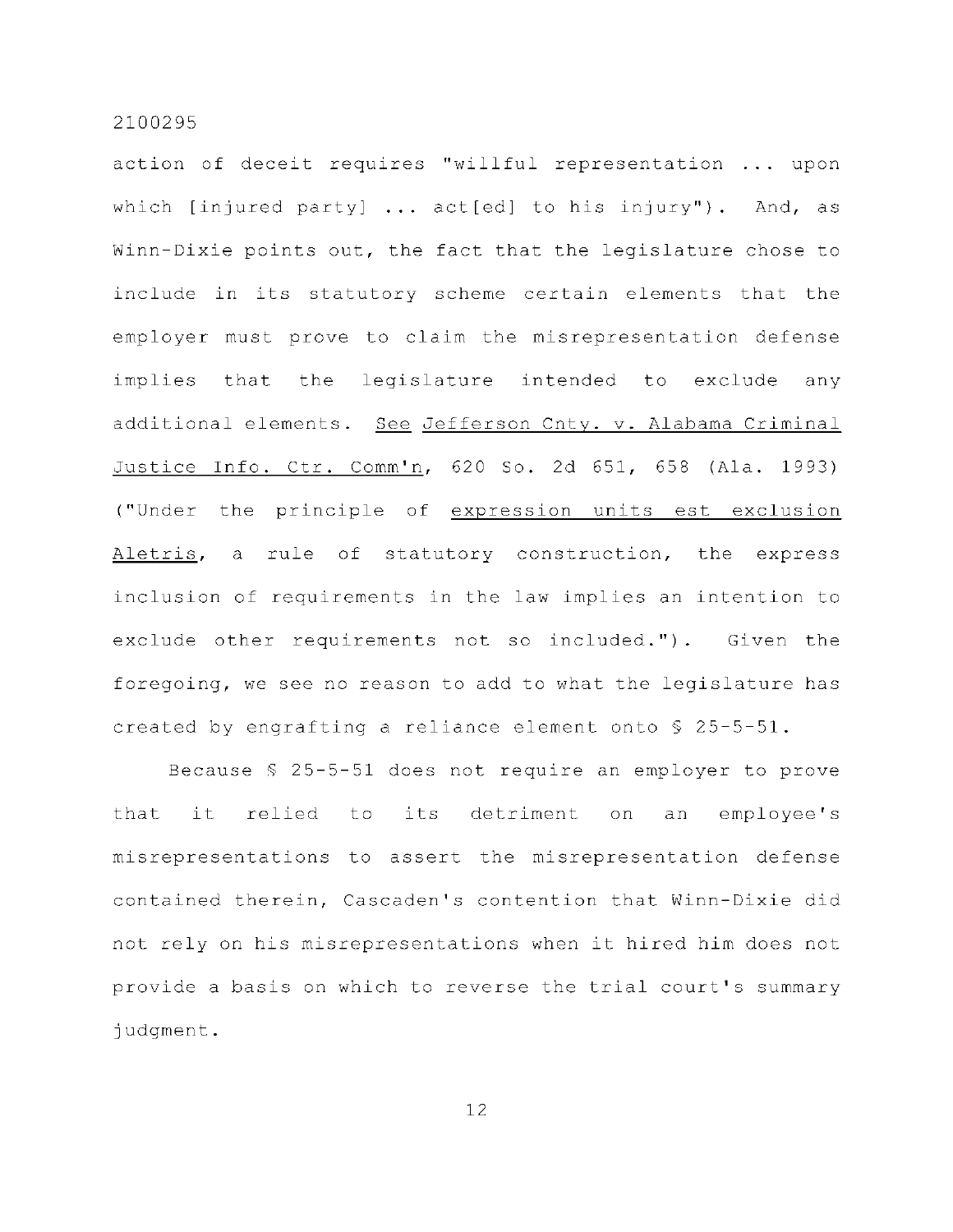action of deceit requires "willful representation ... upon which [injured party] ... act[ed] to his injury"). And, as Winn-Dixie points out, the fact that the legislature chose to include in its statutory scheme certain elements that the employer must prove to claim the misrepresentation defense implies that the legislature intended to exclude any additional elements. See Jefferson Cnty. v. Alabama Criminal Justice Info. Ctr. Comm'n, 620 So. 2d 651, 658 (Ala. 1993) ("Under the principle of expression units est exclusion Aletris, a rule of statutory construction, the express inclusion of requirements in the law implies an intention to exclude other requirements not so included."). Given the foregoing, we see no reason to add to what the legislature has created by engrafting a reliance element onto § 25-5-51.

Because § 25-5-51 does not require an employer to prove that it relied to its detriment on an employee's misrepresentations to assert the misrepresentation defense contained therein, Cascaden's contention that Winn-Dixie did not rely on his misrepresentations when it hired him does not provide a basis on which to reverse the trial court's summary judgment.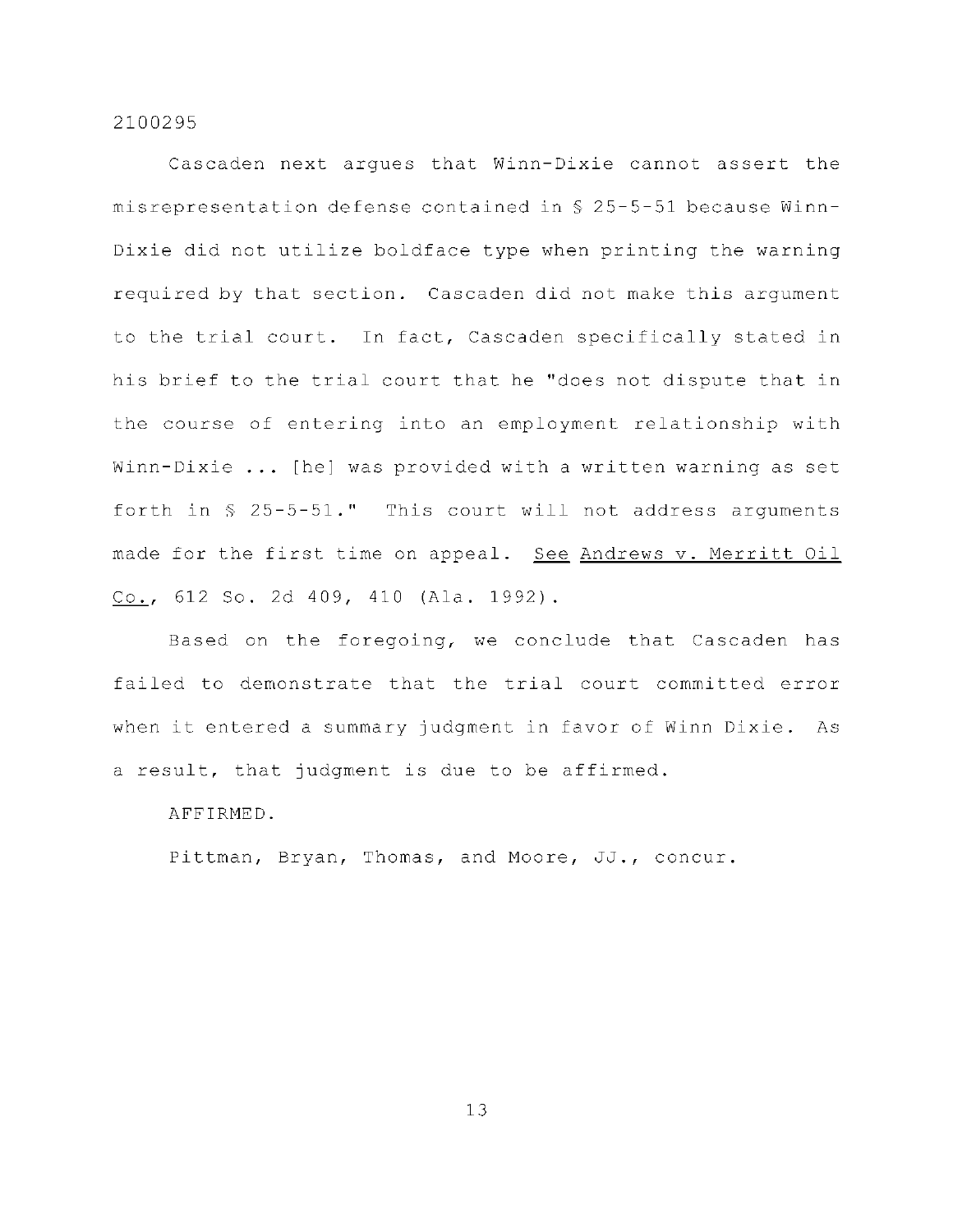Cascaden next argues that Winn-Dixie cannot assert the misrepresentation defense contained in § 25-5-51 because Winn-Dixie did not utilize boldface type when printing the warning required by that section. Cascaden did not make this argument to the trial court. In fact, Cascaden specifically stated in his brief to the trial court that he "does not dispute that in the course of entering into an employment relationship with Winn-Dixie ... [he] was provided with a written warning as set forth in § 25-5-51." This court will not address arguments made for the first time on appeal. See Andrews v. Merritt Oil Co., 612 So. 2d 409, 410 (Ala. 1992).

Based on the foregoing, we conclude that Cascaden has failed to demonstrate that the trial court committed error when it entered a summary judgment in favor of Winn Dixie. As a result, that judgment is due to be affirmed.

AFFIRMED.

Pittman, Bryan, Thomas, and Moore, JJ., concur.